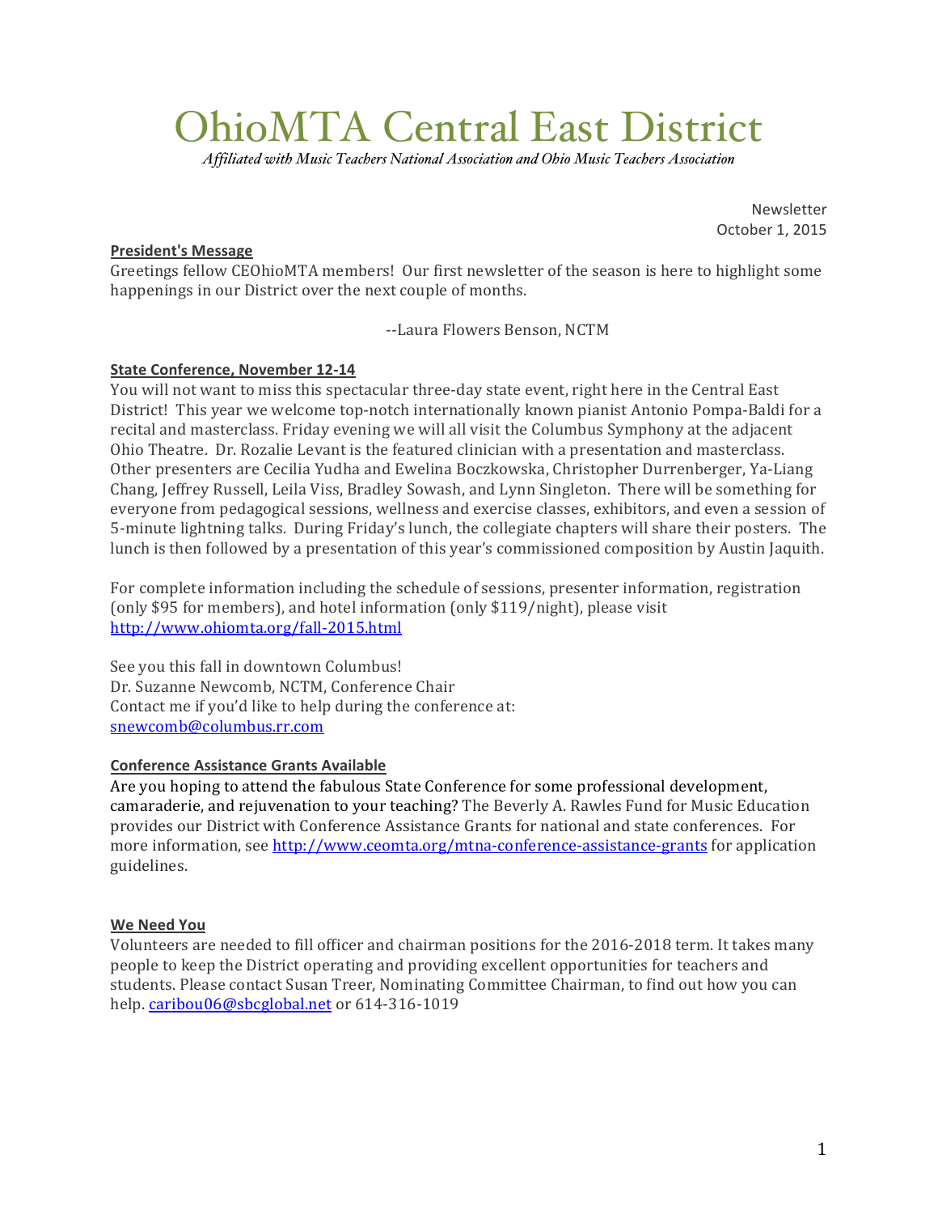# OhioMTA Central East District

*Affiliated with Music Teachers National Association and Ohio Music Teachers Association*

Newsletter
October 1, 2015

**President's Message**

Greetings fellow CEOhioMTA members! Our first newsletter of the season is here to highlight some happenings in our District over the next couple of months.

--Laura Flowers Benson, NCTM

**State Conference, November 12-14**

You will not want to miss this spectacular three-day state event, right here in the Central East District! This year we welcome top-notch internationally known pianist Antonio Pompa-Baldi for a recital and masterclass. Friday evening we will all visit the Columbus Symphony at the adjacent Ohio Theatre. Dr. Rozalie Levant is the featured clinician with a presentation and masterclass. Other presenters are Cecilia Yudha and Ewelina Boczkowska, Christopher Durrenberger, Ya-Liang Chang, Jeffrey Russell, Leila Viss, Bradley Sowash, and Lynn Singleton. There will be something for everyone from pedagogical sessions, wellness and exercise classes, exhibitors, and even a session of 5-minute lightning talks. During Friday's lunch, the collegiate chapters will share their posters. The lunch is then followed by a presentation of this year's commissioned composition by Austin Jaquith.

For complete information including the schedule of sessions, presenter information, registration (only $95 for members), and hotel information (only $119/night), please visit http://www.ohiomta.org/fall-2015.html

See you this fall in downtown Columbus!
Dr. Suzanne Newcomb, NCTM, Conference Chair
Contact me if you'd like to help during the conference at:
snewcomb@columbus.rr.com

**Conference Assistance Grants Available**

Are you hoping to attend the fabulous State Conference for some professional development, camaraderie, and rejuvenation to your teaching? The Beverly A. Rawles Fund for Music Education provides our District with Conference Assistance Grants for national and state conferences. For more information, see http://www.ceomta.org/mtna-conference-assistance-grants for application guidelines.

**We Need You**

Volunteers are needed to fill officer and chairman positions for the 2016-2018 term. It takes many people to keep the District operating and providing excellent opportunities for teachers and students. Please contact Susan Treer, Nominating Committee Chairman, to find out how you can help. caribou06@sbcglobal.net or 614-316-1019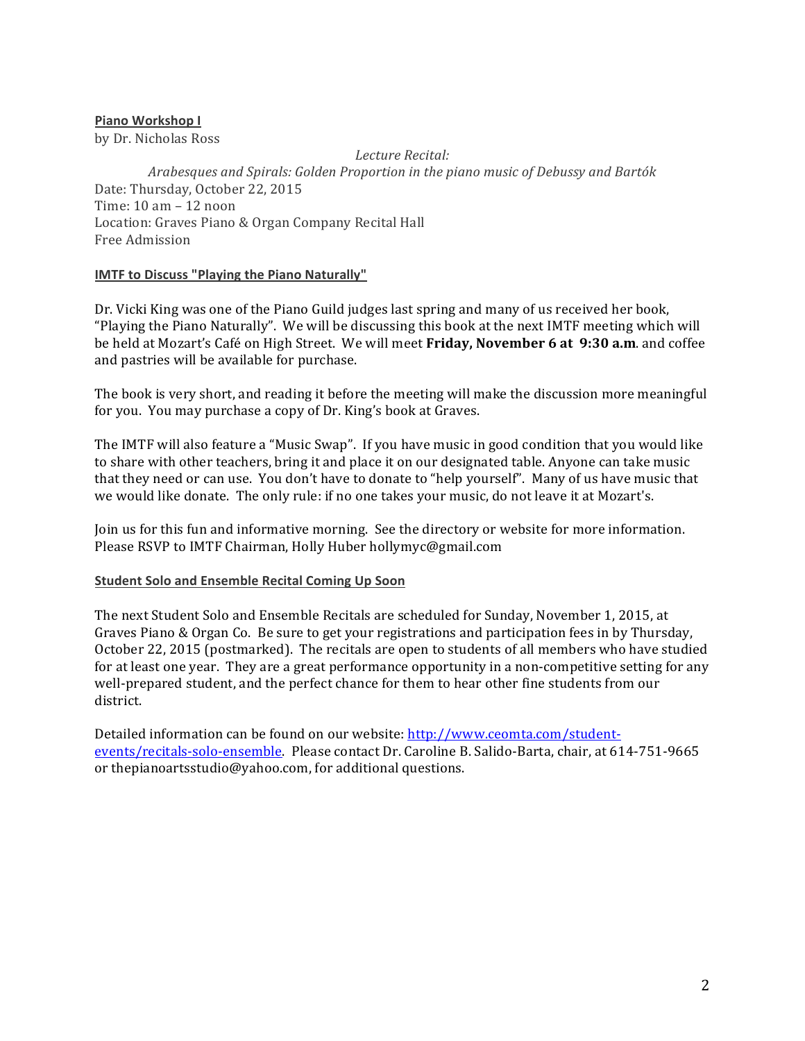**Piano Workshop I**

by Dr. Nicholas Ross

*Lecture Recital:*

*Arabesques and Spirals: Golden Proportion in the piano music of Debussy and Bartók*

Date: Thursday, October 22, 2015
Time: 10 am – 12 noon
Location: Graves Piano & Organ Company Recital Hall
Free Admission

**IMTF to Discuss "Playing the Piano Naturally"**

Dr. Vicki King was one of the Piano Guild judges last spring and many of us received her book, "Playing the Piano Naturally". We will be discussing this book at the next IMTF meeting which will be held at Mozart's Café on High Street. We will meet **Friday, November 6 at 9:30 a.m**. and coffee and pastries will be available for purchase.

The book is very short, and reading it before the meeting will make the discussion more meaningful for you. You may purchase a copy of Dr. King's book at Graves.

The IMTF will also feature a "Music Swap". If you have music in good condition that you would like to share with other teachers, bring it and place it on our designated table. Anyone can take music that they need or can use. You don't have to donate to "help yourself". Many of us have music that we would like donate. The only rule: if no one takes your music, do not leave it at Mozart's.

Join us for this fun and informative morning. See the directory or website for more information. Please RSVP to IMTF Chairman, Holly Huber hollymyc@gmail.com

**Student Solo and Ensemble Recital Coming Up Soon**

The next Student Solo and Ensemble Recitals are scheduled for Sunday, November 1, 2015, at Graves Piano & Organ Co. Be sure to get your registrations and participation fees in by Thursday, October 22, 2015 (postmarked). The recitals are open to students of all members who have studied for at least one year. They are a great performance opportunity in a non-competitive setting for any well-prepared student, and the perfect chance for them to hear other fine students from our district.

Detailed information can be found on our website: [http://www.ceomta.com/student-events/recitals-solo-ensemble](http://www.ceomta.com/student-events/recitals-solo-ensemble). Please contact Dr. Caroline B. Salido-Barta, chair, at 614-751-9665 or thepianoartsstudio@yahoo.com, for additional questions.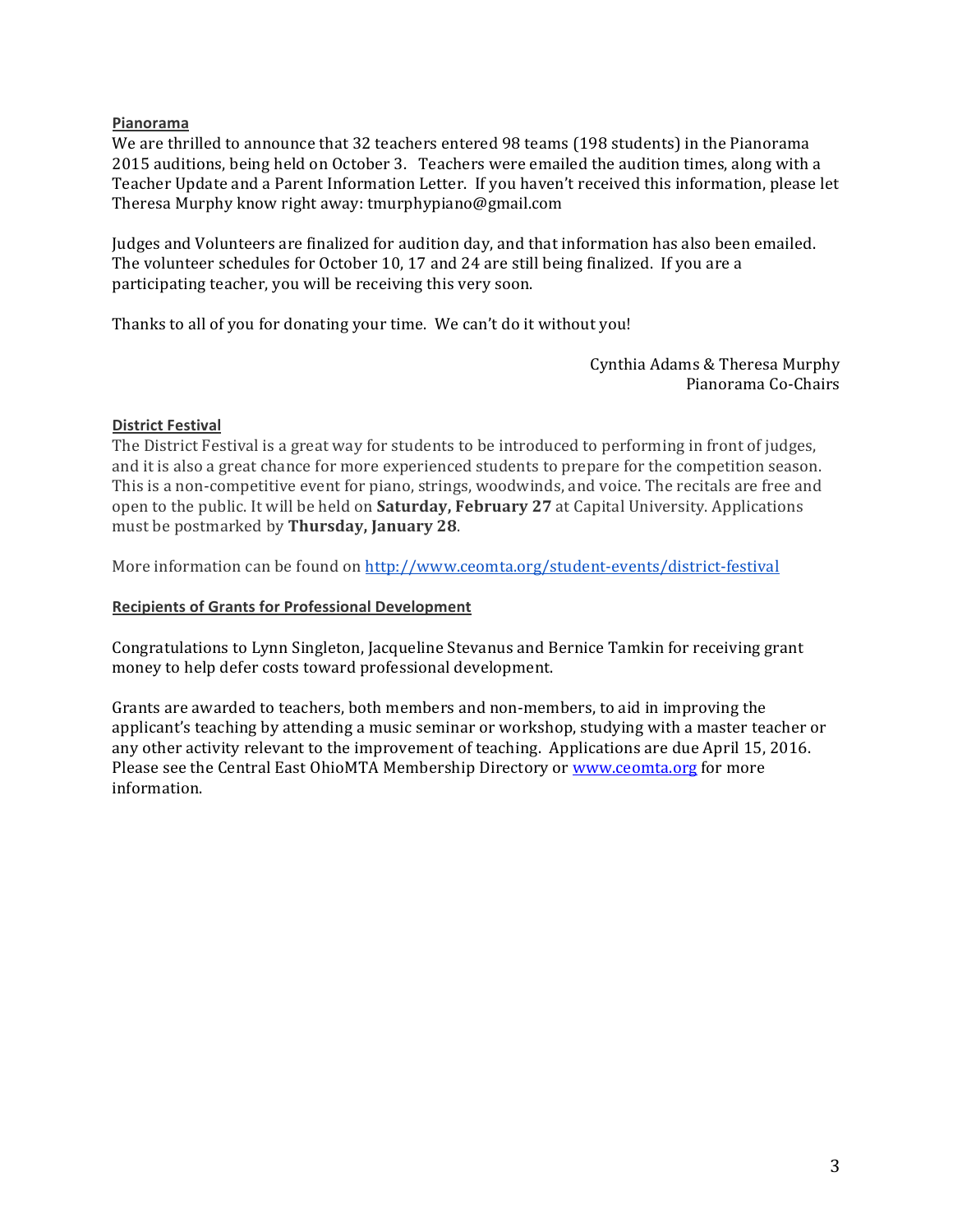## Pianorama

We are thrilled to announce that 32 teachers entered 98 teams (198 students) in the Pianorama 2015 auditions, being held on October 3. Teachers were emailed the audition times, along with a Teacher Update and a Parent Information Letter. If you haven't received this information, please let Theresa Murphy know right away: tmurphypiano@gmail.com

Judges and Volunteers are finalized for audition day, and that information has also been emailed. The volunteer schedules for October 10, 17 and 24 are still being finalized. If you are a participating teacher, you will be receiving this very soon.

Thanks to all of you for donating your time. We can't do it without you!

Cynthia Adams & Theresa Murphy
Pianorama Co-Chairs

## District Festival

The District Festival is a great way for students to be introduced to performing in front of judges, and it is also a great chance for more experienced students to prepare for the competition season. This is a non-competitive event for piano, strings, woodwinds, and voice. The recitals are free and open to the public. It will be held on **Saturday, February 27** at Capital University. Applications must be postmarked by **Thursday, January 28**.

More information can be found on http://www.ceomta.org/student-events/district-festival

## Recipients of Grants for Professional Development

Congratulations to Lynn Singleton, Jacqueline Stevanus and Bernice Tamkin for receiving grant money to help defer costs toward professional development.

Grants are awarded to teachers, both members and non-members, to aid in improving the applicant's teaching by attending a music seminar or workshop, studying with a master teacher or any other activity relevant to the improvement of teaching. Applications are due April 15, 2016. Please see the Central East OhioMTA Membership Directory or www.ceomta.org for more information.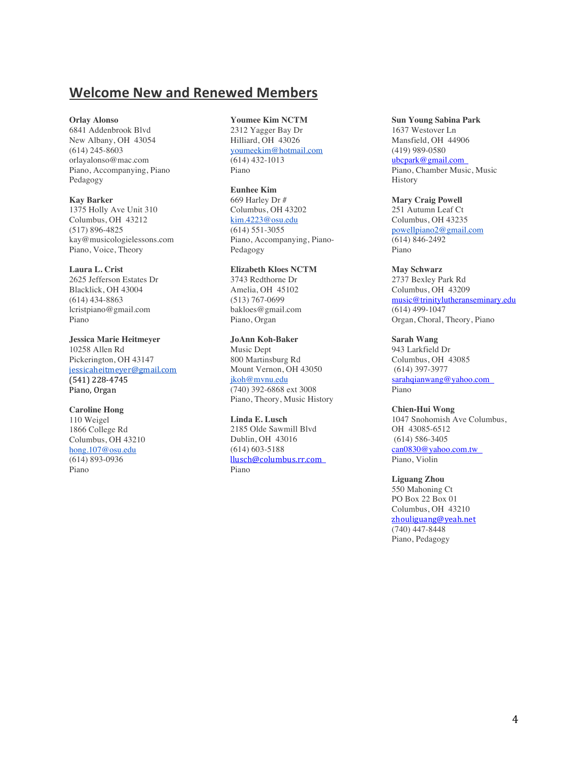## Welcome New and Renewed Members

**Orlay Alonso**
6841 Addenbrook Blvd
New Albany, OH 43054
(614) 245-8603
orlayalonso@mac.com
Piano, Accompanying, Piano Pedagogy

**Kay Barker**
1375 Holly Ave Unit 310
Columbus, OH 43212
(517) 896-4825
kay@musicologielessons.com
Piano, Voice, Theory

**Laura L. Crist**
2625 Jefferson Estates Dr
Blacklick, OH 43004
(614) 434-8863
lcristpiano@gmail.com
Piano

**Jessica Marie Heitmeyer**
10258 Allen Rd
Pickerington, OH 43147
jessicaheitmeyer@gmail.com
(541) 228-4745
Piano, Organ

**Caroline Hong**
110 Weigel
1866 College Rd
Columbus, OH 43210
hong.107@osu.edu
(614) 893-0936
Piano

**Youmee Kim NCTM**
2312 Yagger Bay Dr
Hilliard, OH 43026
youmeekim@hotmail.com
(614) 432-1013
Piano

**Eunhee Kim**
669 Harley Dr #
Columbus, OH 43202
kim.4223@osu.edu
(614) 551-3055
Piano, Accompanying, Piano-Pedagogy

**Elizabeth Kloes NCTM**
3743 Redthorne Dr
Amelia, OH 45102
(513) 767-0699
bakloes@gmail.com
Piano, Organ

**JoAnn Koh-Baker**
Music Dept
800 Martinsburg Rd
Mount Vernon, OH 43050
jkoh@mvnu.edu
(740) 392-6868 ext 3008
Piano, Theory, Music History

**Linda E. Lusch**
2185 Olde Sawmill Blvd
Dublin, OH 43016
(614) 603-5188
llusch@columbus.rr.com
Piano

**Sun Young Sabina Park**
1637 Westover Ln
Mansfield, OH 44906
(419) 989-0580
ubcpark@gmail.com
Piano, Chamber Music, Music History

**Mary Craig Powell**
251 Autumn Leaf Ct
Columbus, OH 43235
powellpiano2@gmail.com
(614) 846-2492
Piano

**May Schwarz**
2737 Bexley Park Rd
Columbus, OH 43209
music@trinitylutheranseminary.edu
(614) 499-1047
Organ, Choral, Theory, Piano

**Sarah Wang**
943 Larkfield Dr
Columbus, OH 43085
(614) 397-3977
sarahqianwang@yahoo.com
Piano

**Chien-Hui Wong**
1047 Snohomish Ave Columbus, OH 43085-6512
(614) 586-3405
can0830@yahoo.com.tw
Piano, Violin

**Liguang Zhou**
550 Mahoning Ct
PO Box 22 Box 01
Columbus, OH 43210
zhouliguang@yeah.net
(740) 447-8448
Piano, Pedagogy